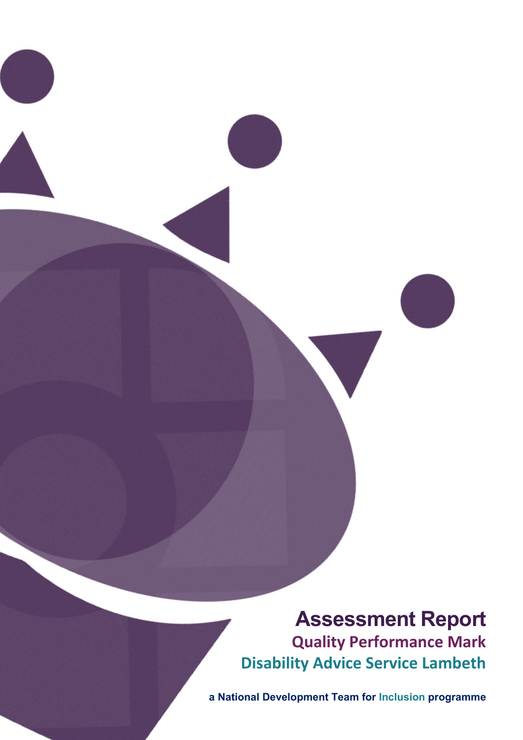# Assessment Report

## Quality Performance Mark

## Disability Advice Service Lambeth

**a National Development Team for Inclusion programme**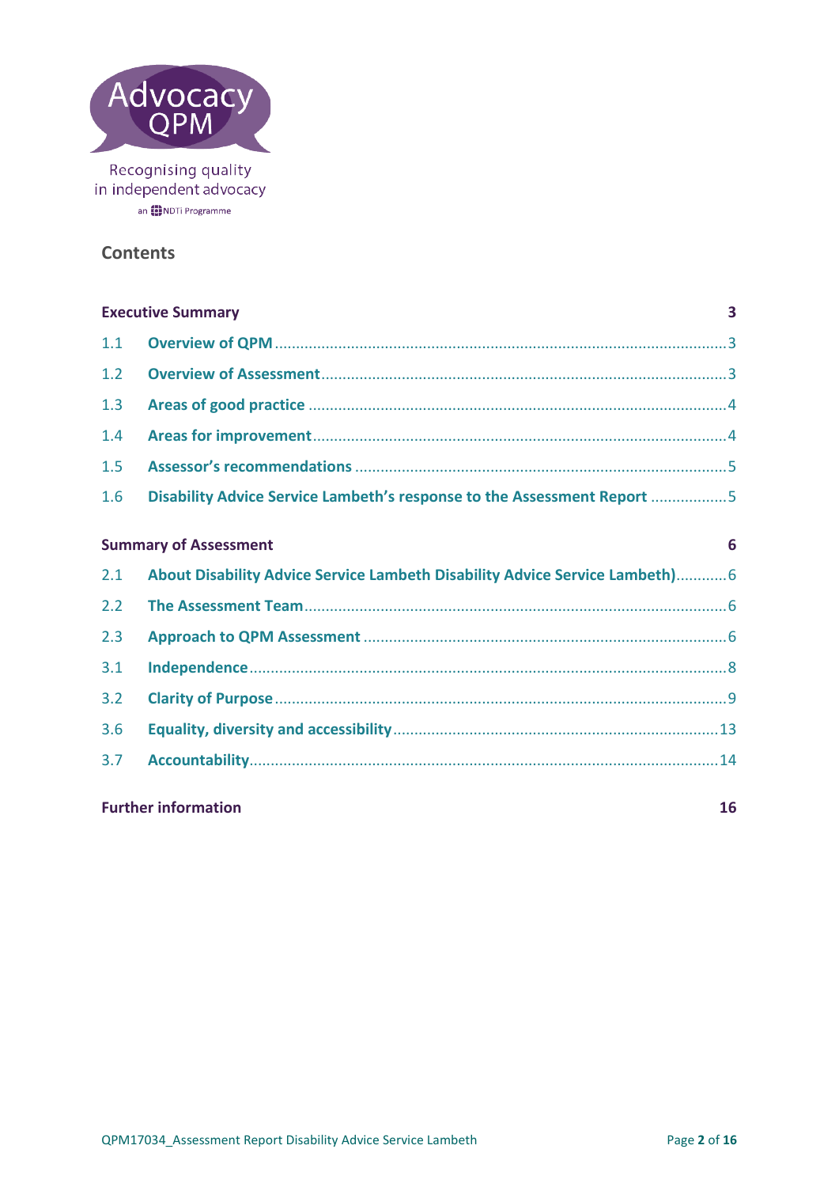Advocacy QPM

Recognising quality in independent advocacy

an NDTi Programme

## Contents

**Executive Summary** 3

1.1 Overview of QPM 3

1.2 Overview of Assessment 3

1.3 Areas of good practice 4

1.4 Areas for improvement 4

1.5 Assessor's recommendations 5

1.6 Disability Advice Service Lambeth's response to the Assessment Report 5

**Summary of Assessment** 6

2.1 About Disability Advice Service Lambeth Disability Advice Service Lambeth) 6

2.2 The Assessment Team 6

2.3 Approach to QPM Assessment 6

3.1 Independence 8

3.2 Clarity of Purpose 9

3.6 Equality, diversity and accessibility 13

3.7 Accountability 14

**Further information** 16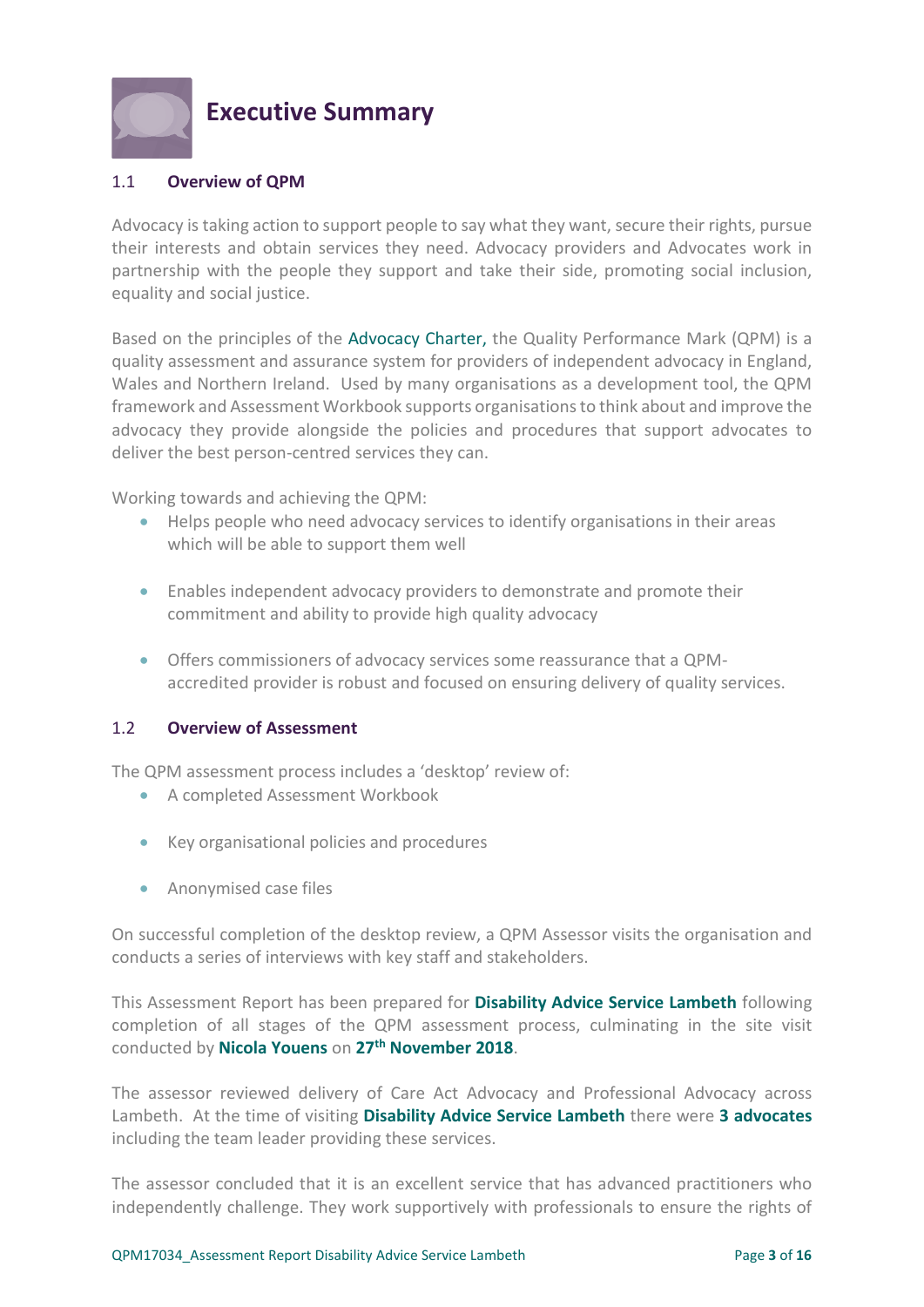# Executive Summary

## 1.1 Overview of QPM

Advocacy is taking action to support people to say what they want, secure their rights, pursue their interests and obtain services they need. Advocacy providers and Advocates work in partnership with the people they support and take their side, promoting social inclusion, equality and social justice.

Based on the principles of the Advocacy Charter, the Quality Performance Mark (QPM) is a quality assessment and assurance system for providers of independent advocacy in England, Wales and Northern Ireland. Used by many organisations as a development tool, the QPM framework and Assessment Workbook supports organisations to think about and improve the advocacy they provide alongside the policies and procedures that support advocates to deliver the best person-centred services they can.

Working towards and achieving the QPM:

- Helps people who need advocacy services to identify organisations in their areas which will be able to support them well
- Enables independent advocacy providers to demonstrate and promote their commitment and ability to provide high quality advocacy
- Offers commissioners of advocacy services some reassurance that a QPM-accredited provider is robust and focused on ensuring delivery of quality services.

## 1.2 Overview of Assessment

The QPM assessment process includes a 'desktop' review of:

- A completed Assessment Workbook
- Key organisational policies and procedures
- Anonymised case files

On successful completion of the desktop review, a QPM Assessor visits the organisation and conducts a series of interviews with key staff and stakeholders.

This Assessment Report has been prepared for **Disability Advice Service Lambeth** following completion of all stages of the QPM assessment process, culminating in the site visit conducted by **Nicola Youens** on **27th November 2018**.

The assessor reviewed delivery of Care Act Advocacy and Professional Advocacy across Lambeth. At the time of visiting **Disability Advice Service Lambeth** there were **3 advocates** including the team leader providing these services.

The assessor concluded that it is an excellent service that has advanced practitioners who independently challenge. They work supportively with professionals to ensure the rights of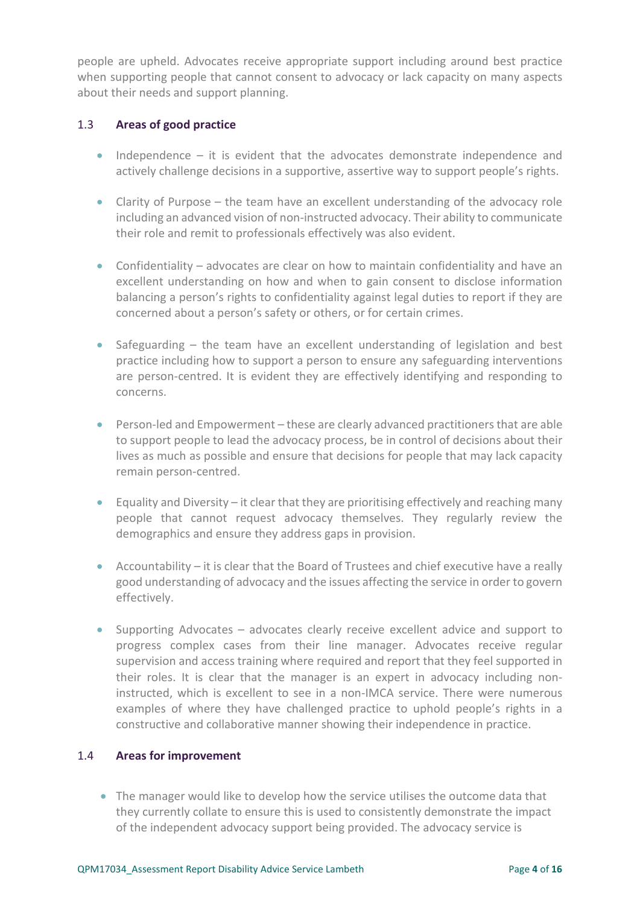people are upheld. Advocates receive appropriate support including around best practice when supporting people that cannot consent to advocacy or lack capacity on many aspects about their needs and support planning.

### 1.3 Areas of good practice

- Independence – it is evident that the advocates demonstrate independence and actively challenge decisions in a supportive, assertive way to support people's rights.

- Clarity of Purpose – the team have an excellent understanding of the advocacy role including an advanced vision of non-instructed advocacy. Their ability to communicate their role and remit to professionals effectively was also evident.

- Confidentiality – advocates are clear on how to maintain confidentiality and have an excellent understanding on how and when to gain consent to disclose information balancing a person's rights to confidentiality against legal duties to report if they are concerned about a person's safety or others, or for certain crimes.

- Safeguarding – the team have an excellent understanding of legislation and best practice including how to support a person to ensure any safeguarding interventions are person-centred. It is evident they are effectively identifying and responding to concerns.

- Person-led and Empowerment – these are clearly advanced practitioners that are able to support people to lead the advocacy process, be in control of decisions about their lives as much as possible and ensure that decisions for people that may lack capacity remain person-centred.

- Equality and Diversity – it clear that they are prioritising effectively and reaching many people that cannot request advocacy themselves. They regularly review the demographics and ensure they address gaps in provision.

- Accountability – it is clear that the Board of Trustees and chief executive have a really good understanding of advocacy and the issues affecting the service in order to govern effectively.

- Supporting Advocates – advocates clearly receive excellent advice and support to progress complex cases from their line manager. Advocates receive regular supervision and access training where required and report that they feel supported in their roles. It is clear that the manager is an expert in advocacy including non-instructed, which is excellent to see in a non-IMCA service. There were numerous examples of where they have challenged practice to uphold people's rights in a constructive and collaborative manner showing their independence in practice.

### 1.4 Areas for improvement

- The manager would like to develop how the service utilises the outcome data that they currently collate to ensure this is used to consistently demonstrate the impact of the independent advocacy support being provided. The advocacy service is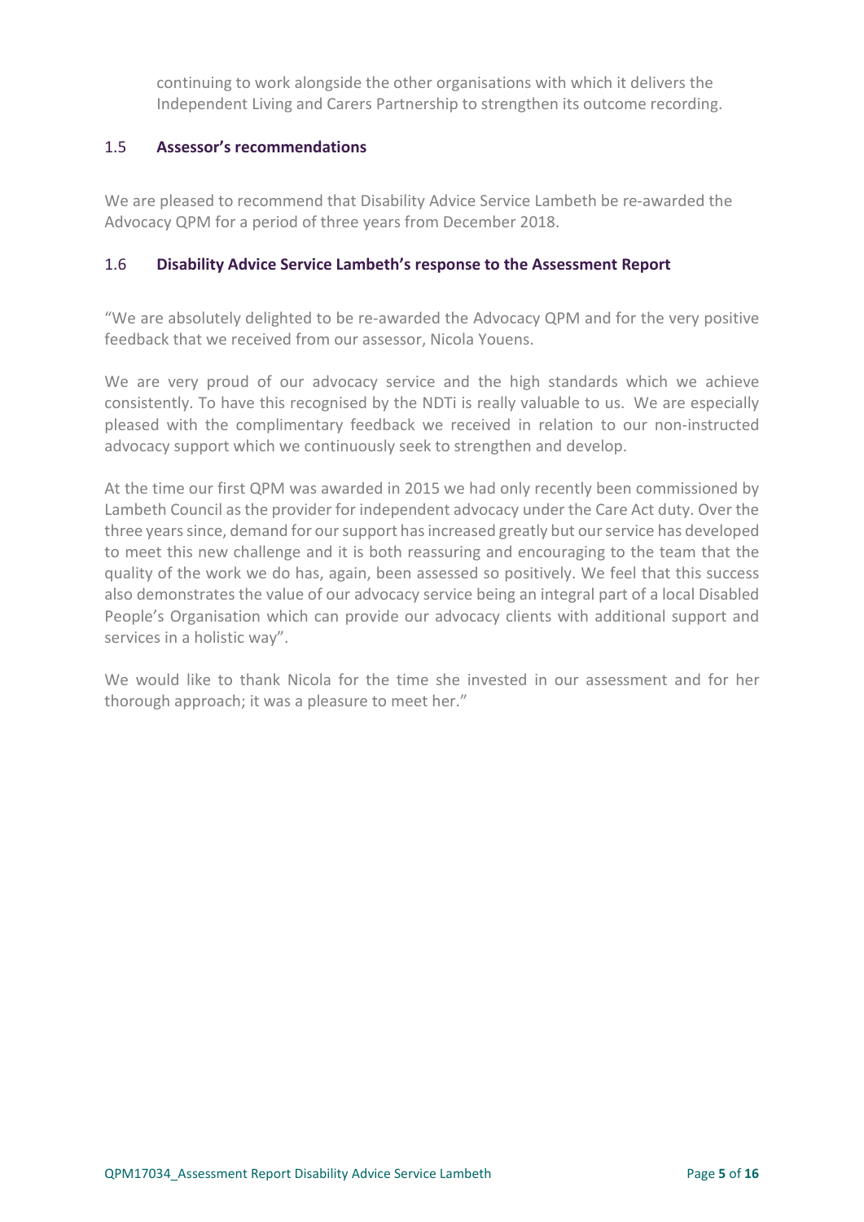continuing to work alongside the other organisations with which it delivers the Independent Living and Carers Partnership to strengthen its outcome recording.

### 1.5 Assessor's recommendations

We are pleased to recommend that Disability Advice Service Lambeth be re-awarded the Advocacy QPM for a period of three years from December 2018.

### 1.6 Disability Advice Service Lambeth's response to the Assessment Report

"We are absolutely delighted to be re-awarded the Advocacy QPM and for the very positive feedback that we received from our assessor, Nicola Youens.

We are very proud of our advocacy service and the high standards which we achieve consistently. To have this recognised by the NDTi is really valuable to us. We are especially pleased with the complimentary feedback we received in relation to our non-instructed advocacy support which we continuously seek to strengthen and develop.

At the time our first QPM was awarded in 2015 we had only recently been commissioned by Lambeth Council as the provider for independent advocacy under the Care Act duty. Over the three years since, demand for our support has increased greatly but our service has developed to meet this new challenge and it is both reassuring and encouraging to the team that the quality of the work we do has, again, been assessed so positively. We feel that this success also demonstrates the value of our advocacy service being an integral part of a local Disabled People's Organisation which can provide our advocacy clients with additional support and services in a holistic way".

We would like to thank Nicola for the time she invested in our assessment and for her thorough approach; it was a pleasure to meet her."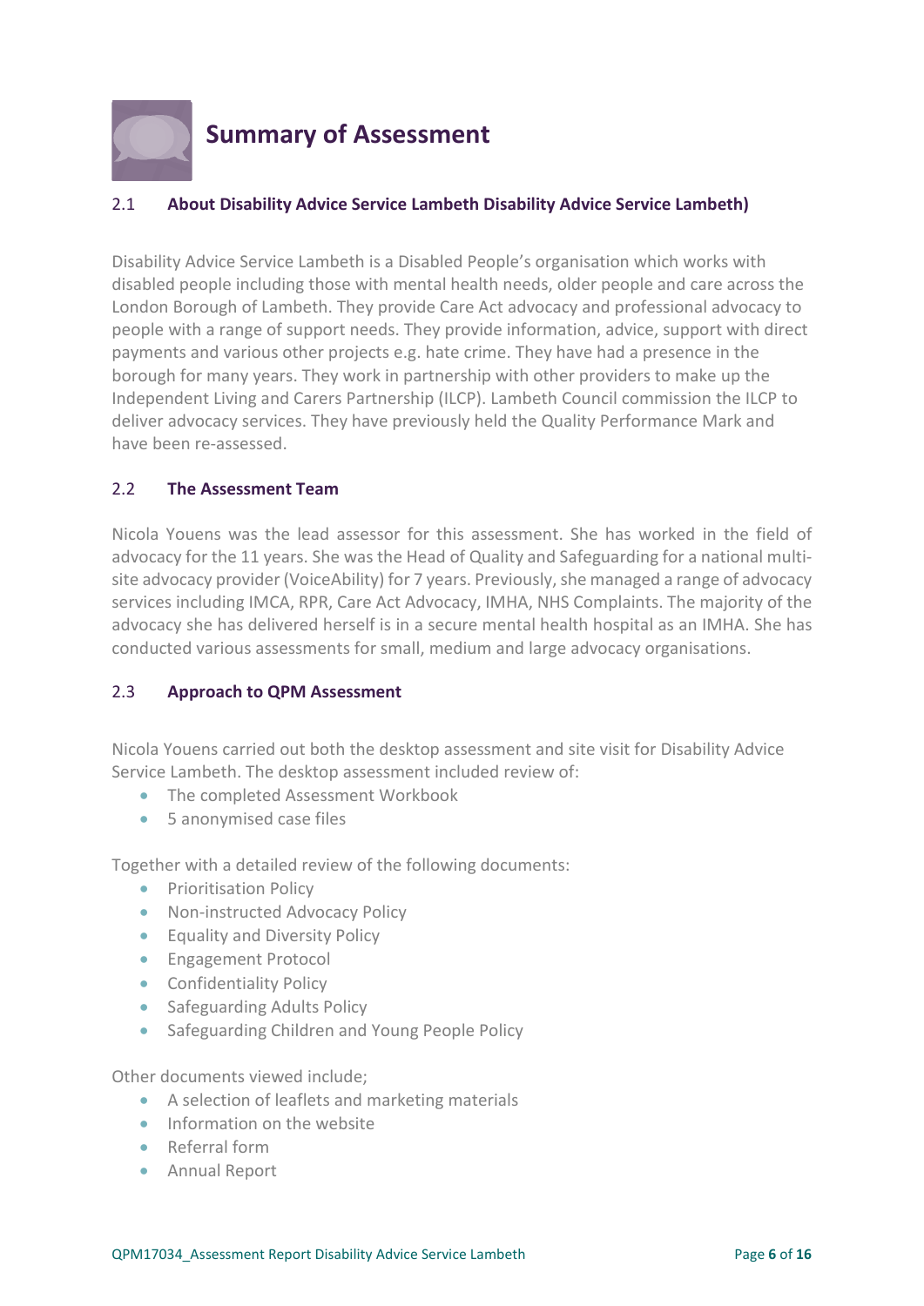# Summary of Assessment

### 2.1 About Disability Advice Service Lambeth Disability Advice Service Lambeth)

Disability Advice Service Lambeth is a Disabled People's organisation which works with disabled people including those with mental health needs, older people and care across the London Borough of Lambeth. They provide Care Act advocacy and professional advocacy to people with a range of support needs. They provide information, advice, support with direct payments and various other projects e.g. hate crime. They have had a presence in the borough for many years. They work in partnership with other providers to make up the Independent Living and Carers Partnership (ILCP). Lambeth Council commission the ILCP to deliver advocacy services. They have previously held the Quality Performance Mark and have been re-assessed.

### 2.2 The Assessment Team

Nicola Youens was the lead assessor for this assessment. She has worked in the field of advocacy for the 11 years. She was the Head of Quality and Safeguarding for a national multi-site advocacy provider (VoiceAbility) for 7 years. Previously, she managed a range of advocacy services including IMCA, RPR, Care Act Advocacy, IMHA, NHS Complaints. The majority of the advocacy she has delivered herself is in a secure mental health hospital as an IMHA. She has conducted various assessments for small, medium and large advocacy organisations.

### 2.3 Approach to QPM Assessment

Nicola Youens carried out both the desktop assessment and site visit for Disability Advice Service Lambeth. The desktop assessment included review of:

- The completed Assessment Workbook
- 5 anonymised case files

Together with a detailed review of the following documents:

- Prioritisation Policy
- Non-instructed Advocacy Policy
- Equality and Diversity Policy
- Engagement Protocol
- Confidentiality Policy
- Safeguarding Adults Policy
- Safeguarding Children and Young People Policy

Other documents viewed include;

- A selection of leaflets and marketing materials
- Information on the website
- Referral form
- Annual Report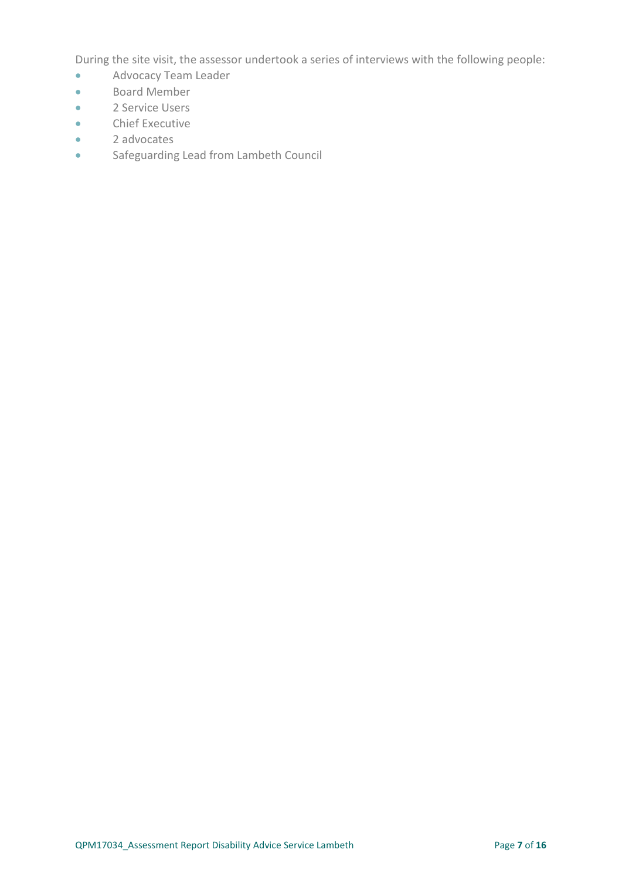During the site visit, the assessor undertook a series of interviews with the following people:

- Advocacy Team Leader
- Board Member
- 2 Service Users
- Chief Executive
- 2 advocates
- Safeguarding Lead from Lambeth Council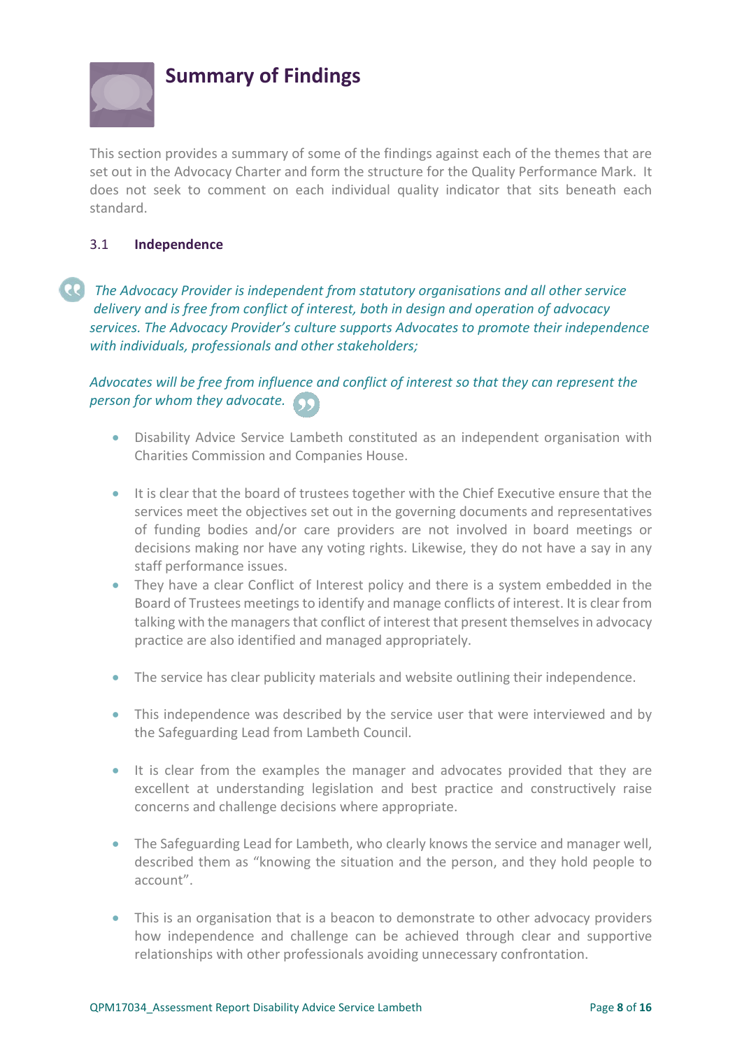# Summary of Findings

This section provides a summary of some of the findings against each of the themes that are set out in the Advocacy Charter and form the structure for the Quality Performance Mark. It does not seek to comment on each individual quality indicator that sits beneath each standard.

## 3.1 Independence

*The Advocacy Provider is independent from statutory organisations and all other service delivery and is free from conflict of interest, both in design and operation of advocacy services. The Advocacy Provider's culture supports Advocates to promote their independence with individuals, professionals and other stakeholders;*

*Advocates will be free from influence and conflict of interest so that they can represent the person for whom they advocate.*

- Disability Advice Service Lambeth constituted as an independent organisation with Charities Commission and Companies House.
- It is clear that the board of trustees together with the Chief Executive ensure that the services meet the objectives set out in the governing documents and representatives of funding bodies and/or care providers are not involved in board meetings or decisions making nor have any voting rights. Likewise, they do not have a say in any staff performance issues.
- They have a clear Conflict of Interest policy and there is a system embedded in the Board of Trustees meetings to identify and manage conflicts of interest. It is clear from talking with the managers that conflict of interest that present themselves in advocacy practice are also identified and managed appropriately.
- The service has clear publicity materials and website outlining their independence.
- This independence was described by the service user that were interviewed and by the Safeguarding Lead from Lambeth Council.
- It is clear from the examples the manager and advocates provided that they are excellent at understanding legislation and best practice and constructively raise concerns and challenge decisions where appropriate.
- The Safeguarding Lead for Lambeth, who clearly knows the service and manager well, described them as "knowing the situation and the person, and they hold people to account".
- This is an organisation that is a beacon to demonstrate to other advocacy providers how independence and challenge can be achieved through clear and supportive relationships with other professionals avoiding unnecessary confrontation.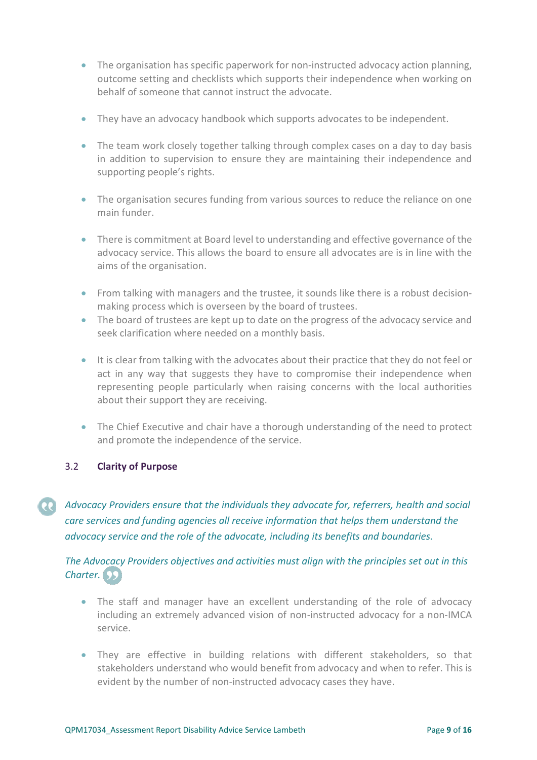- The organisation has specific paperwork for non-instructed advocacy action planning, outcome setting and checklists which supports their independence when working on behalf of someone that cannot instruct the advocate.

- They have an advocacy handbook which supports advocates to be independent.

- The team work closely together talking through complex cases on a day to day basis in addition to supervision to ensure they are maintaining their independence and supporting people's rights.

- The organisation secures funding from various sources to reduce the reliance on one main funder.

- There is commitment at Board level to understanding and effective governance of the advocacy service. This allows the board to ensure all advocates are is in line with the aims of the organisation.

- From talking with managers and the trustee, it sounds like there is a robust decision-making process which is overseen by the board of trustees.
- The board of trustees are kept up to date on the progress of the advocacy service and seek clarification where needed on a monthly basis.

- It is clear from talking with the advocates about their practice that they do not feel or act in any way that suggests they have to compromise their independence when representing people particularly when raising concerns with the local authorities about their support they are receiving.

- The Chief Executive and chair have a thorough understanding of the need to protect and promote the independence of the service.

### 3.2 Clarity of Purpose

*Advocacy Providers ensure that the individuals they advocate for, referrers, health and social care services and funding agencies all receive information that helps them understand the advocacy service and the role of the advocate, including its benefits and boundaries.*

*The Advocacy Providers objectives and activities must align with the principles set out in this Charter.*

- The staff and manager have an excellent understanding of the role of advocacy including an extremely advanced vision of non-instructed advocacy for a non-IMCA service.

- They are effective in building relations with different stakeholders, so that stakeholders understand who would benefit from advocacy and when to refer. This is evident by the number of non-instructed advocacy cases they have.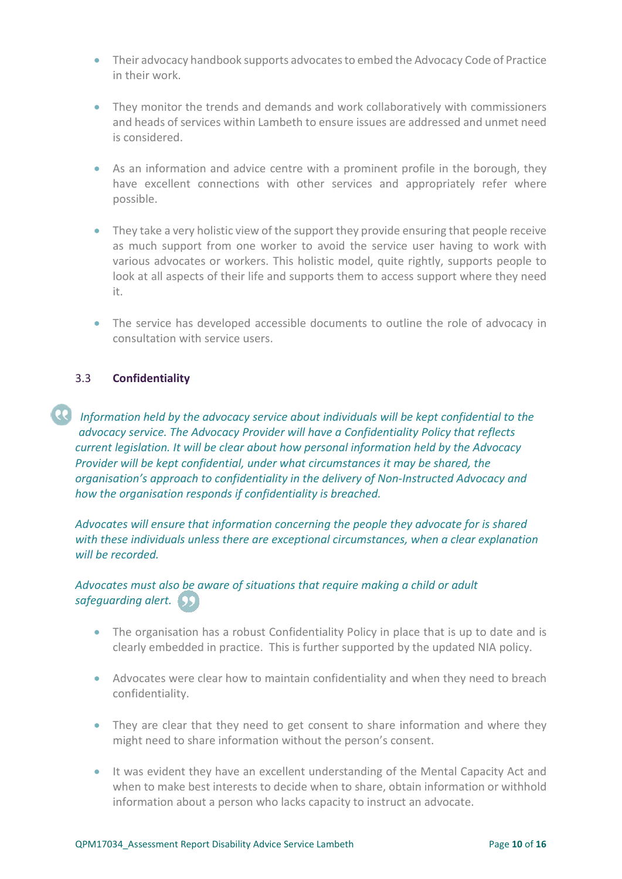- Their advocacy handbook supports advocates to embed the Advocacy Code of Practice in their work.

- They monitor the trends and demands and work collaboratively with commissioners and heads of services within Lambeth to ensure issues are addressed and unmet need is considered.

- As an information and advice centre with a prominent profile in the borough, they have excellent connections with other services and appropriately refer where possible.

- They take a very holistic view of the support they provide ensuring that people receive as much support from one worker to avoid the service user having to work with various advocates or workers. This holistic model, quite rightly, supports people to look at all aspects of their life and supports them to access support where they need it.

- The service has developed accessible documents to outline the role of advocacy in consultation with service users.

### 3.3 Confidentiality

*Information held by the advocacy service about individuals will be kept confidential to the advocacy service. The Advocacy Provider will have a Confidentiality Policy that reflects current legislation. It will be clear about how personal information held by the Advocacy Provider will be kept confidential, under what circumstances it may be shared, the organisation's approach to confidentiality in the delivery of Non-Instructed Advocacy and how the organisation responds if confidentiality is breached.*

*Advocates will ensure that information concerning the people they advocate for is shared with these individuals unless there are exceptional circumstances, when a clear explanation will be recorded.*

*Advocates must also be aware of situations that require making a child or adult safeguarding alert.*

- The organisation has a robust Confidentiality Policy in place that is up to date and is clearly embedded in practice. This is further supported by the updated NIA policy.

- Advocates were clear how to maintain confidentiality and when they need to breach confidentiality.

- They are clear that they need to get consent to share information and where they might need to share information without the person's consent.

- It was evident they have an excellent understanding of the Mental Capacity Act and when to make best interests to decide when to share, obtain information or withhold information about a person who lacks capacity to instruct an advocate.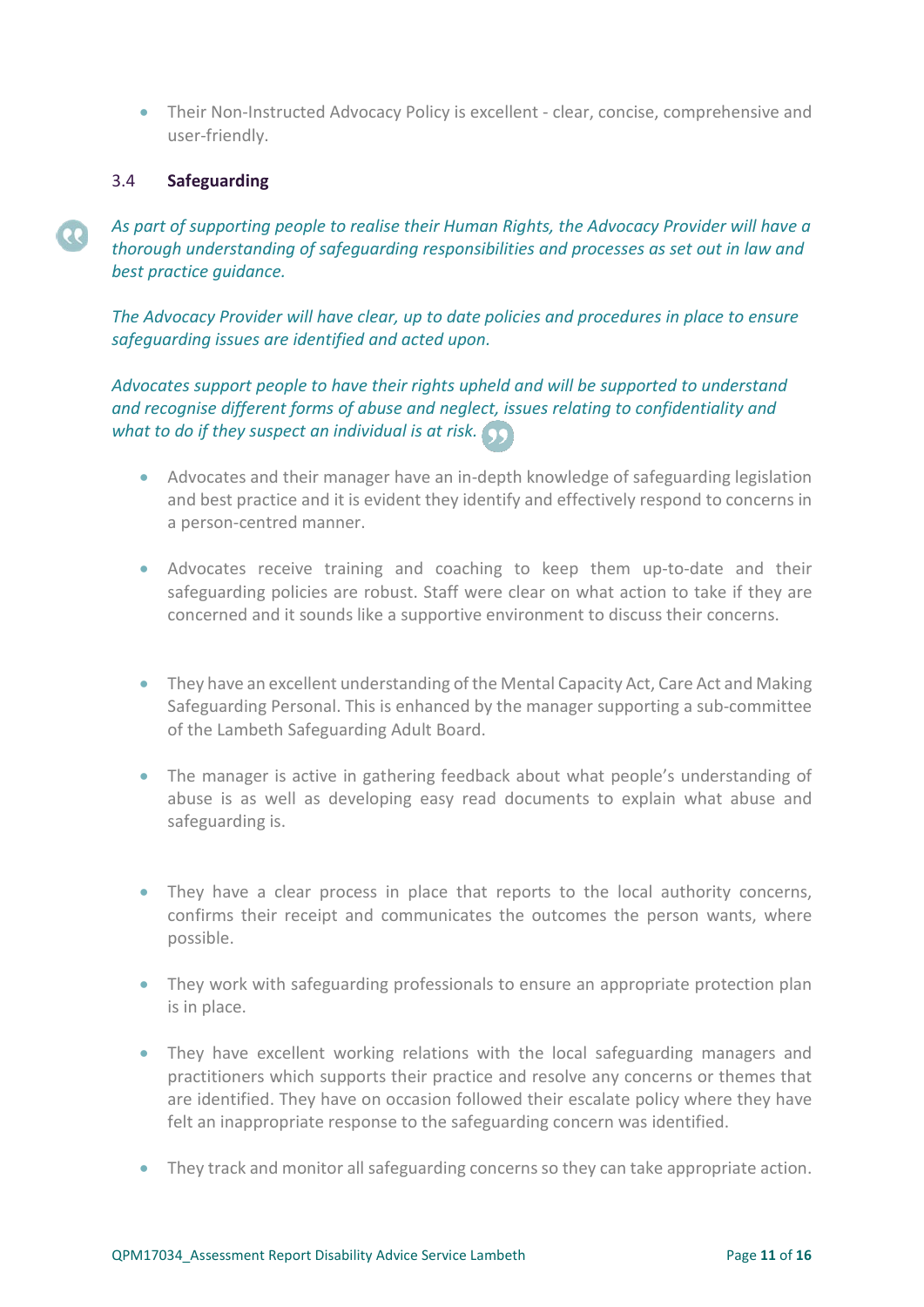- Their Non-Instructed Advocacy Policy is excellent - clear, concise, comprehensive and user-friendly.

### 3.4 Safeguarding

*As part of supporting people to realise their Human Rights, the Advocacy Provider will have a thorough understanding of safeguarding responsibilities and processes as set out in law and best practice guidance.*

*The Advocacy Provider will have clear, up to date policies and procedures in place to ensure safeguarding issues are identified and acted upon.*

*Advocates support people to have their rights upheld and will be supported to understand and recognise different forms of abuse and neglect, issues relating to confidentiality and what to do if they suspect an individual is at risk.*

- Advocates and their manager have an in-depth knowledge of safeguarding legislation and best practice and it is evident they identify and effectively respond to concerns in a person-centred manner.
- Advocates receive training and coaching to keep them up-to-date and their safeguarding policies are robust. Staff were clear on what action to take if they are concerned and it sounds like a supportive environment to discuss their concerns.
- They have an excellent understanding of the Mental Capacity Act, Care Act and Making Safeguarding Personal. This is enhanced by the manager supporting a sub-committee of the Lambeth Safeguarding Adult Board.
- The manager is active in gathering feedback about what people's understanding of abuse is as well as developing easy read documents to explain what abuse and safeguarding is.
- They have a clear process in place that reports to the local authority concerns, confirms their receipt and communicates the outcomes the person wants, where possible.
- They work with safeguarding professionals to ensure an appropriate protection plan is in place.
- They have excellent working relations with the local safeguarding managers and practitioners which supports their practice and resolve any concerns or themes that are identified. They have on occasion followed their escalate policy where they have felt an inappropriate response to the safeguarding concern was identified.
- They track and monitor all safeguarding concerns so they can take appropriate action.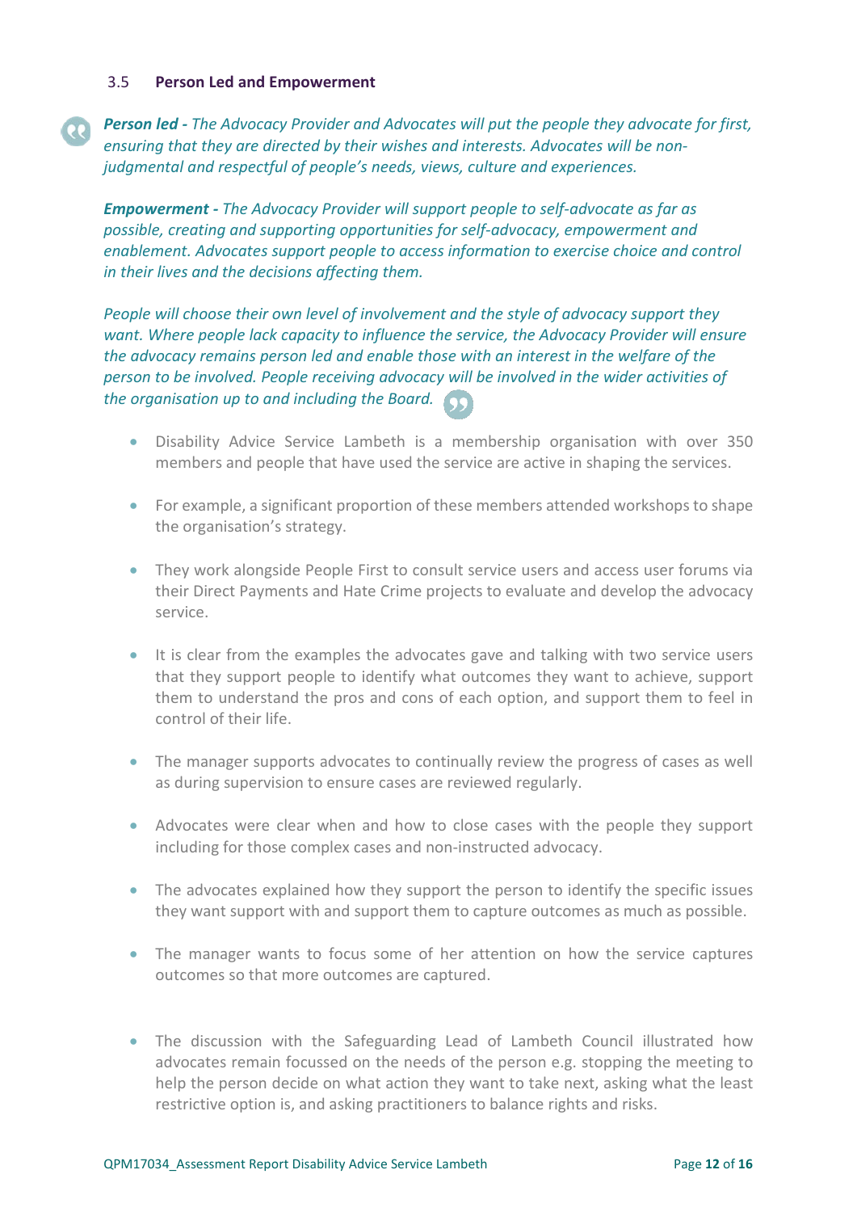### 3.5 Person Led and Empowerment

***Person led -** The Advocacy Provider and Advocates will put the people they advocate for first, ensuring that they are directed by their wishes and interests. Advocates will be non-judgmental and respectful of people's needs, views, culture and experiences.*

***Empowerment -** The Advocacy Provider will support people to self-advocate as far as possible, creating and supporting opportunities for self-advocacy, empowerment and enablement. Advocates support people to access information to exercise choice and control in their lives and the decisions affecting them.*

*People will choose their own level of involvement and the style of advocacy support they want. Where people lack capacity to influence the service, the Advocacy Provider will ensure the advocacy remains person led and enable those with an interest in the welfare of the person to be involved. People receiving advocacy will be involved in the wider activities of the organisation up to and including the Board.*

- Disability Advice Service Lambeth is a membership organisation with over 350 members and people that have used the service are active in shaping the services.
- For example, a significant proportion of these members attended workshops to shape the organisation's strategy.
- They work alongside People First to consult service users and access user forums via their Direct Payments and Hate Crime projects to evaluate and develop the advocacy service.
- It is clear from the examples the advocates gave and talking with two service users that they support people to identify what outcomes they want to achieve, support them to understand the pros and cons of each option, and support them to feel in control of their life.
- The manager supports advocates to continually review the progress of cases as well as during supervision to ensure cases are reviewed regularly.
- Advocates were clear when and how to close cases with the people they support including for those complex cases and non-instructed advocacy.
- The advocates explained how they support the person to identify the specific issues they want support with and support them to capture outcomes as much as possible.
- The manager wants to focus some of her attention on how the service captures outcomes so that more outcomes are captured.
- The discussion with the Safeguarding Lead of Lambeth Council illustrated how advocates remain focussed on the needs of the person e.g. stopping the meeting to help the person decide on what action they want to take next, asking what the least restrictive option is, and asking practitioners to balance rights and risks.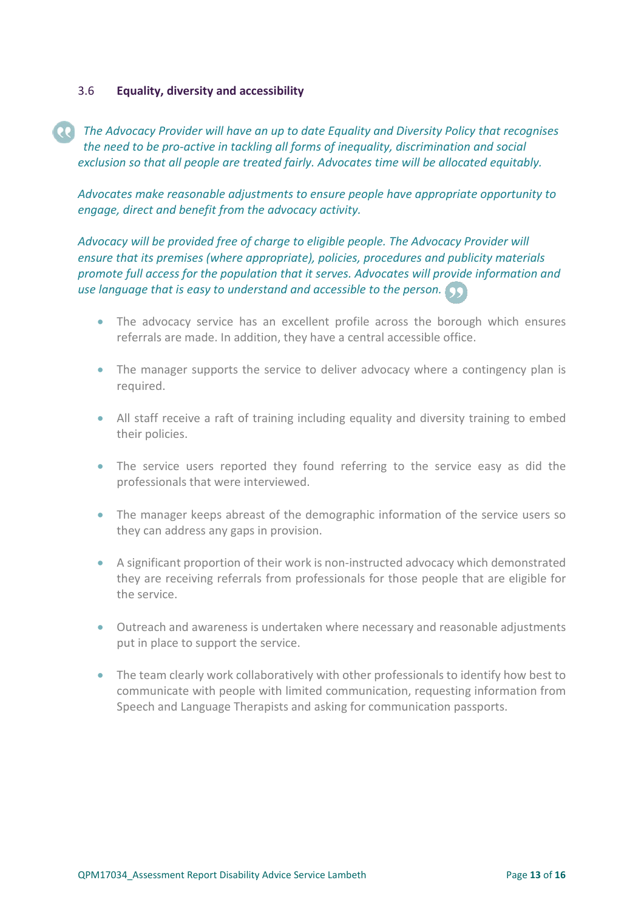### 3.6 **Equality, diversity and accessibility**

*The Advocacy Provider will have an up to date Equality and Diversity Policy that recognises the need to be pro-active in tackling all forms of inequality, discrimination and social exclusion so that all people are treated fairly. Advocates time will be allocated equitably.*

*Advocates make reasonable adjustments to ensure people have appropriate opportunity to engage, direct and benefit from the advocacy activity.*

*Advocacy will be provided free of charge to eligible people. The Advocacy Provider will ensure that its premises (where appropriate), policies, procedures and publicity materials promote full access for the population that it serves. Advocates will provide information and use language that is easy to understand and accessible to the person.*

- The advocacy service has an excellent profile across the borough which ensures referrals are made. In addition, they have a central accessible office.
- The manager supports the service to deliver advocacy where a contingency plan is required.
- All staff receive a raft of training including equality and diversity training to embed their policies.
- The service users reported they found referring to the service easy as did the professionals that were interviewed.
- The manager keeps abreast of the demographic information of the service users so they can address any gaps in provision.
- A significant proportion of their work is non-instructed advocacy which demonstrated they are receiving referrals from professionals for those people that are eligible for the service.
- Outreach and awareness is undertaken where necessary and reasonable adjustments put in place to support the service.
- The team clearly work collaboratively with other professionals to identify how best to communicate with people with limited communication, requesting information from Speech and Language Therapists and asking for communication passports.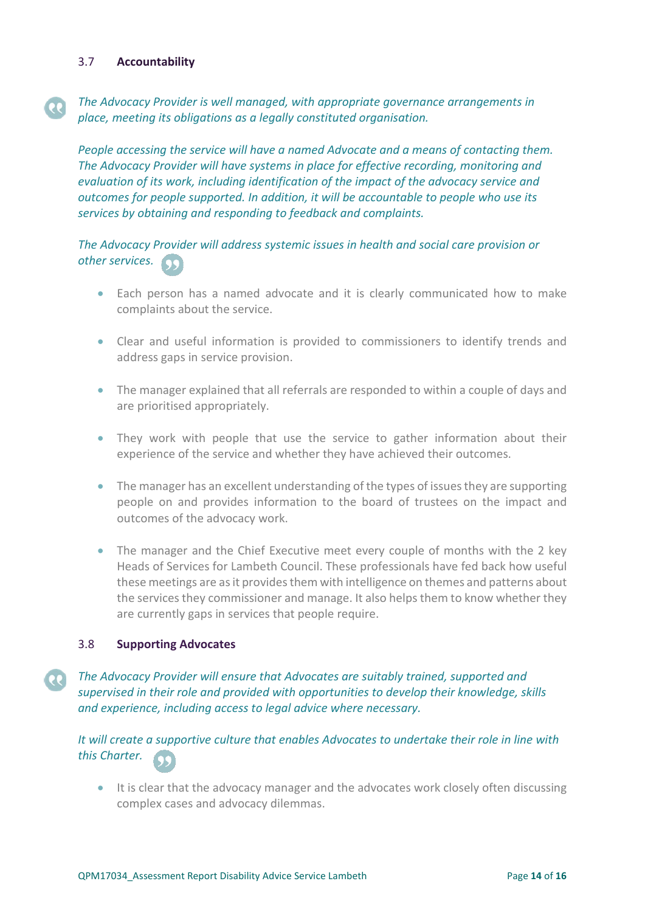### 3.7 Accountability

*The Advocacy Provider is well managed, with appropriate governance arrangements in place, meeting its obligations as a legally constituted organisation.*

*People accessing the service will have a named Advocate and a means of contacting them. The Advocacy Provider will have systems in place for effective recording, monitoring and evaluation of its work, including identification of the impact of the advocacy service and outcomes for people supported. In addition, it will be accountable to people who use its services by obtaining and responding to feedback and complaints.*

*The Advocacy Provider will address systemic issues in health and social care provision or other services.*

- Each person has a named advocate and it is clearly communicated how to make complaints about the service.
- Clear and useful information is provided to commissioners to identify trends and address gaps in service provision.
- The manager explained that all referrals are responded to within a couple of days and are prioritised appropriately.
- They work with people that use the service to gather information about their experience of the service and whether they have achieved their outcomes.
- The manager has an excellent understanding of the types of issues they are supporting people on and provides information to the board of trustees on the impact and outcomes of the advocacy work.
- The manager and the Chief Executive meet every couple of months with the 2 key Heads of Services for Lambeth Council. These professionals have fed back how useful these meetings are as it provides them with intelligence on themes and patterns about the services they commissioner and manage. It also helps them to know whether they are currently gaps in services that people require.

### 3.8 Supporting Advocates

*The Advocacy Provider will ensure that Advocates are suitably trained, supported and supervised in their role and provided with opportunities to develop their knowledge, skills and experience, including access to legal advice where necessary.*

*It will create a supportive culture that enables Advocates to undertake their role in line with this Charter.*

- It is clear that the advocacy manager and the advocates work closely often discussing complex cases and advocacy dilemmas.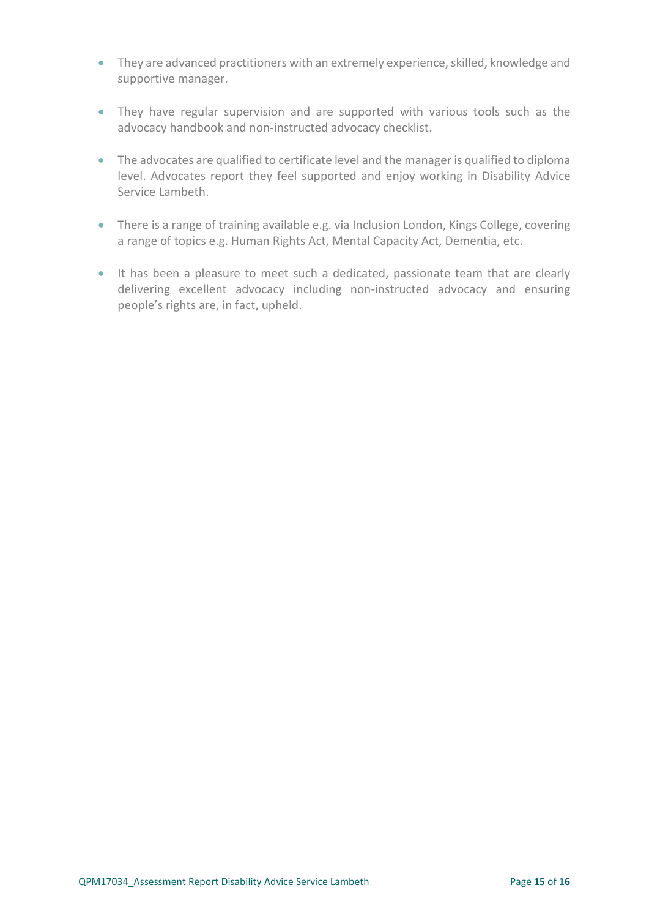- They are advanced practitioners with an extremely experience, skilled, knowledge and supportive manager.

- They have regular supervision and are supported with various tools such as the advocacy handbook and non-instructed advocacy checklist.

- The advocates are qualified to certificate level and the manager is qualified to diploma level. Advocates report they feel supported and enjoy working in Disability Advice Service Lambeth.

- There is a range of training available e.g. via Inclusion London, Kings College, covering a range of topics e.g. Human Rights Act, Mental Capacity Act, Dementia, etc.

- It has been a pleasure to meet such a dedicated, passionate team that are clearly delivering excellent advocacy including non-instructed advocacy and ensuring people's rights are, in fact, upheld.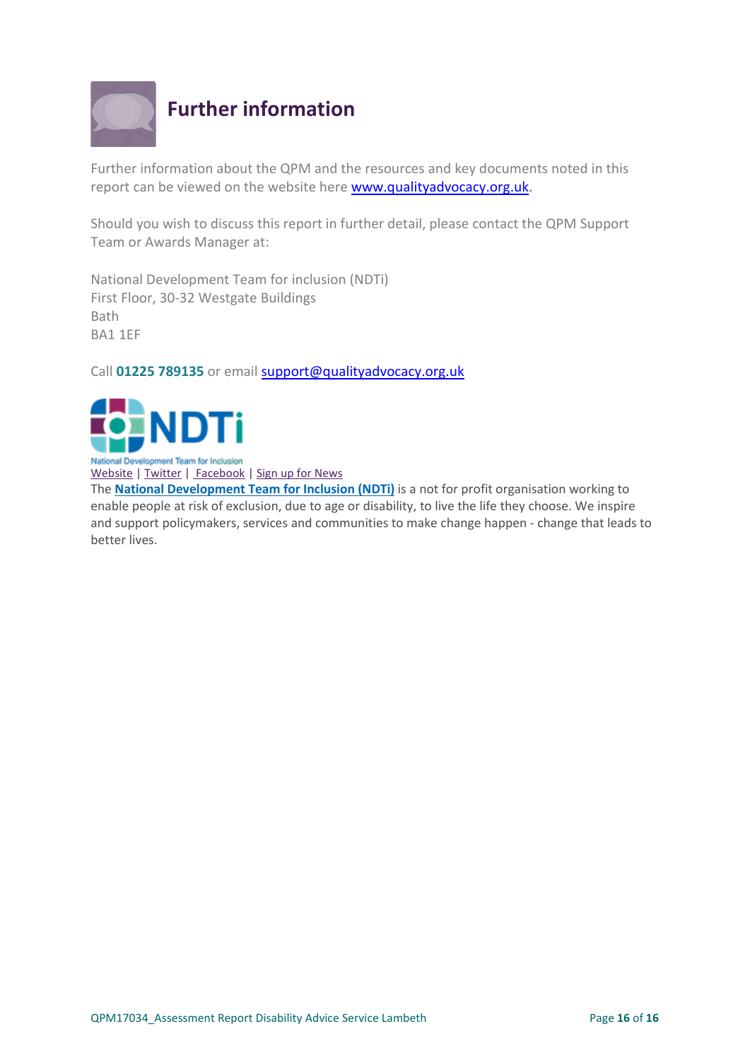# Further information

Further information about the QPM and the resources and key documents noted in this report can be viewed on the website here www.qualityadvocacy.org.uk.

Should you wish to discuss this report in further detail, please contact the QPM Support Team or Awards Manager at:

National Development Team for inclusion (NDTi)
First Floor, 30-32 Westgate Buildings
Bath
BA1 1EF

Call **01225 789135** or email support@qualityadvocacy.org.uk

NDTi
National Development Team for Inclusion

Website | Twitter | Facebook | Sign up for News

The **National Development Team for Inclusion (NDTi)** is a not for profit organisation working to enable people at risk of exclusion, due to age or disability, to live the life they choose. We inspire and support policymakers, services and communities to make change happen - change that leads to better lives.